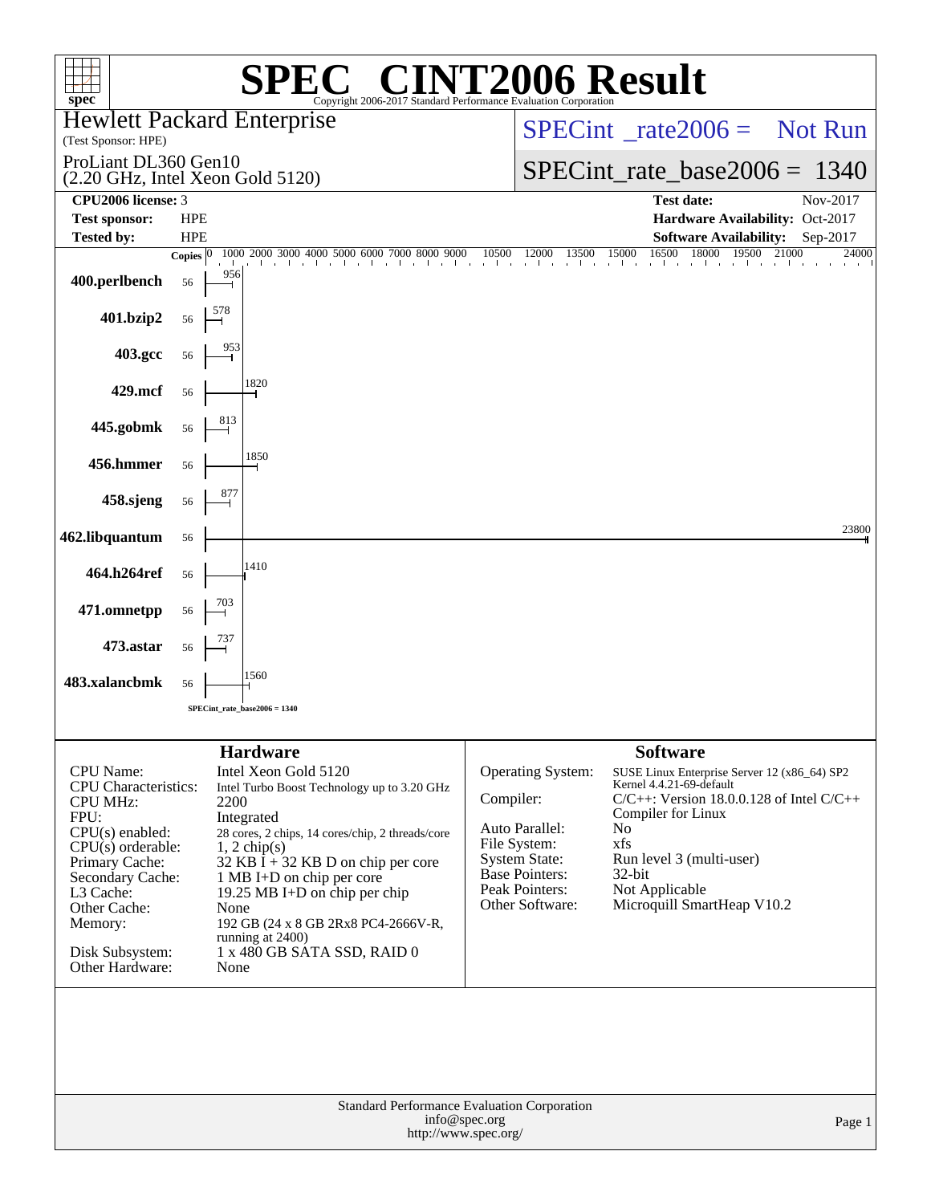# SPEC® CINT2006 Result

Copyright 2006-2017 Standard Performance Evaluation Corporation

**Hewlett Packard Enterprise**
(Test Sponsor: HPE)

ProLiant DL360 Gen10
(2.20 GHz, Intel Xeon Gold 5120)

SPECint_rate2006 = Not Run

SPECint_rate_base2006 = 1340

| | | | |
|---|---|---|---|
| **CPU2006 license:** | 3 | **Test date:** | Nov-2017 |
| **Test sponsor:** | HPE | **Hardware Availability:** | Oct-2017 |
| **Tested by:** | HPE | **Software Availability:** | Sep-2017 |

| Benchmark | Copies | Base Ratio |
|---|---|---|
| 400.perlbench | 56 | 956 |
| 401.bzip2 | 56 | 578 |
| 403.gcc | 56 | 953 |
| 429.mcf | 56 | 1820 |
| 445.gobmk | 56 | 813 |
| 456.hmmer | 56 | 1850 |
| 458.sjeng | 56 | 877 |
| 462.libquantum | 56 | 23800 |
| 464.h264ref | 56 | 1410 |
| 471.omnetpp | 56 | 703 |
| 473.astar | 56 | 737 |
| 483.xalancbmk | 56 | 1560 |

SPECint_rate_base2006 = 1340

## Hardware

| | |
|---|---|
| CPU Name: | Intel Xeon Gold 5120 |
| CPU Characteristics: | Intel Turbo Boost Technology up to 3.20 GHz |
| CPU MHz: | 2200 |
| FPU: | Integrated |
| CPU(s) enabled: | 28 cores, 2 chips, 14 cores/chip, 2 threads/core |
| CPU(s) orderable: | 1, 2 chip(s) |
| Primary Cache: | 32 KB I + 32 KB D on chip per core |
| Secondary Cache: | 1 MB I+D on chip per core |
| L3 Cache: | 19.25 MB I+D on chip per chip |
| Other Cache: | None |
| Memory: | 192 GB (24 x 8 GB 2Rx8 PC4-2666V-R, running at 2400) |
| Disk Subsystem: | 1 x 480 GB SATA SSD, RAID 0 |
| Other Hardware: | None |

## Software

| | |
|---|---|
| Operating System: | SUSE Linux Enterprise Server 12 (x86_64) SP2 Kernel 4.4.21-69-default |
| Compiler: | C/C++: Version 18.0.0.128 of Intel C/C++ Compiler for Linux |
| Auto Parallel: | No |
| File System: | xfs |
| System State: | Run level 3 (multi-user) |
| Base Pointers: | 32-bit |
| Peak Pointers: | Not Applicable |
| Other Software: | Microquill SmartHeap V10.2 |

Standard Performance Evaluation Corporation
info@spec.org
http://www.spec.org/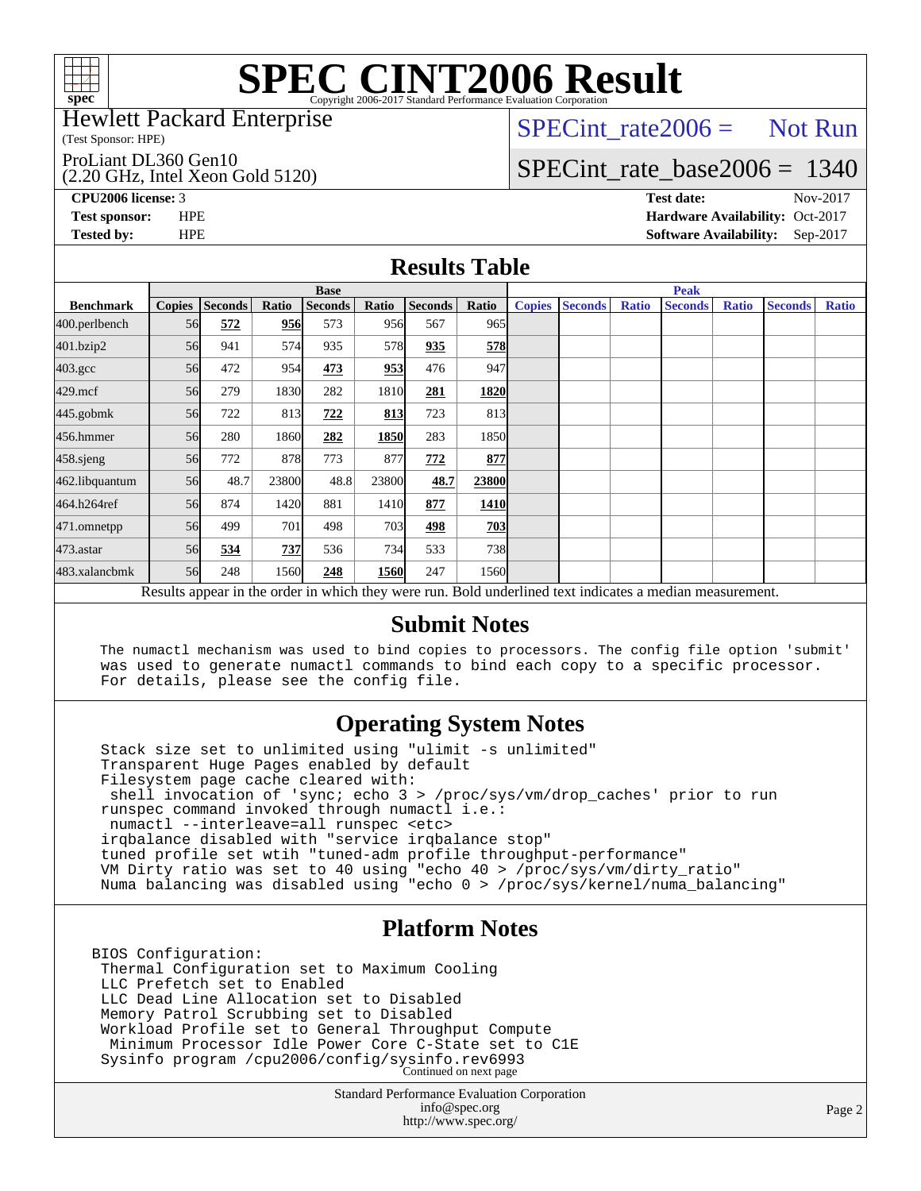# SPEC CINT2006 Result

Copyright 2006-2017 Standard Performance Evaluation Corporation

Hewlett Packard Enterprise
(Test Sponsor: HPE)

ProLiant DL360 Gen10
(2.20 GHz, Intel Xeon Gold 5120)

SPECint_rate2006 = Not Run

SPECint_rate_base2006 = 1340

**CPU2006 license:** 3
**Test sponsor:** HPE
**Tested by:** HPE

**Test date:** Nov-2017
**Hardware Availability:** Oct-2017
**Software Availability:** Sep-2017

## Results Table

| | Base | | | | | | | Peak | | | | | | |
|---|---|---|---|---|---|---|---|---|---|---|---|---|---|---|
| **Benchmark** | **Copies** | **Seconds** | **Ratio** | **Seconds** | **Ratio** | **Seconds** | **Ratio** | **Copies** | **Seconds** | **Ratio** | **Seconds** | **Ratio** | **Seconds** | **Ratio** |
| 400.perlbench | 56 | **572** | **956** | 573 | 956 | 567 | 965 | | | | | | | |
| 401.bzip2 | 56 | 941 | 574 | 935 | 578 | **935** | **578** | | | | | | | |
| 403.gcc | 56 | 472 | 954 | **473** | **953** | 476 | 947 | | | | | | | |
| 429.mcf | 56 | 279 | 1830 | 282 | 1810 | **281** | **1820** | | | | | | | |
| 445.gobmk | 56 | 722 | 813 | **722** | **813** | 723 | 813 | | | | | | | |
| 456.hmmer | 56 | 280 | 1860 | **282** | **1850** | 283 | 1850 | | | | | | | |
| 458.sjeng | 56 | 772 | 878 | 773 | 877 | **772** | **877** | | | | | | | |
| 462.libquantum | 56 | 48.7 | 23800 | 48.8 | 23800 | **48.7** | **23800** | | | | | | | |
| 464.h264ref | 56 | 874 | 1420 | 881 | 1410 | **877** | **1410** | | | | | | | |
| 471.omnetpp | 56 | 499 | 701 | 498 | 703 | **498** | **703** | | | | | | | |
| 473.astar | 56 | **534** | **737** | 536 | 734 | 533 | 738 | | | | | | | |
| 483.xalancbmk | 56 | 248 | 1560 | **248** | **1560** | 247 | 1560 | | | | | | | |

Results appear in the order in which they were run. Bold underlined text indicates a median measurement.

## Submit Notes

```
The numactl mechanism was used to bind copies to processors. The config file option 'submit'
was used to generate numactl commands to bind each copy to a specific processor.
For details, please see the config file.
```

## Operating System Notes

```
Stack size set to unlimited using "ulimit -s unlimited"
Transparent Huge Pages enabled by default
Filesystem page cache cleared with:
 shell invocation of 'sync; echo 3 > /proc/sys/vm/drop_caches' prior to run
runspec command invoked through numactl i.e.:
 numactl --interleave=all runspec <etc>
irqbalance disabled with "service irqbalance stop"
tuned profile set wtih "tuned-adm profile throughput-performance"
VM Dirty ratio was set to 40 using "echo 40 > /proc/sys/vm/dirty_ratio"
Numa balancing was disabled using "echo 0 > /proc/sys/kernel/numa_balancing"
```

## Platform Notes

```
BIOS Configuration:
 Thermal Configuration set to Maximum Cooling
 LLC Prefetch set to Enabled
 LLC Dead Line Allocation set to Disabled
 Memory Patrol Scrubbing set to Disabled
 Workload Profile set to General Throughput Compute
  Minimum Processor Idle Power Core C-State set to C1E
 Sysinfo program /cpu2006/config/sysinfo.rev6993
```

Continued on next page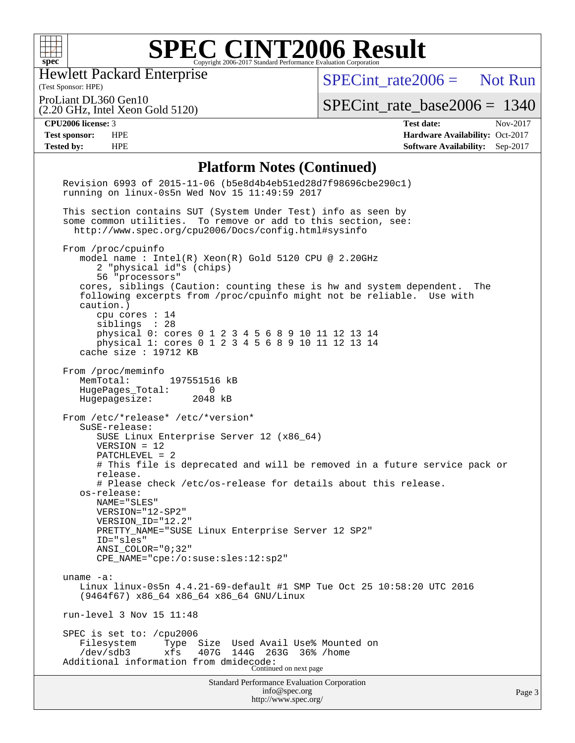# SPEC CINT2006 Result

Copyright 2006-2017 Standard Performance Evaluation Corporation

**Hewlett Packard Enterprise**
(Test Sponsor: HPE)

ProLiant DL360 Gen10
(2.20 GHz, Intel Xeon Gold 5120)

SPECint_rate2006 = Not Run

SPECint_rate_base2006 = 1340

| | | | |
|---|---|---|---|
| **CPU2006 license:** | 3 | **Test date:** | Nov-2017 |
| **Test sponsor:** | HPE | **Hardware Availability:** | Oct-2017 |
| **Tested by:** | HPE | **Software Availability:** | Sep-2017 |

## Platform Notes (Continued)

```
Revision 6993 of 2015-11-06 (b5e8d4b4eb51ed28d7f98696cbe290c1)
running on linux-0s5n Wed Nov 15 11:49:59 2017

This section contains SUT (System Under Test) info as seen by
some common utilities.  To remove or add to this section, see:
  http://www.spec.org/cpu2006/Docs/config.html#sysinfo

From /proc/cpuinfo
   model name : Intel(R) Xeon(R) Gold 5120 CPU @ 2.20GHz
      2 "physical id"s (chips)
      56 "processors"
   cores, siblings (Caution: counting these is hw and system dependent.  The
   following excerpts from /proc/cpuinfo might not be reliable.  Use with
   caution.)
      cpu cores : 14
      siblings  : 28
      physical 0: cores 0 1 2 3 4 5 6 8 9 10 11 12 13 14
      physical 1: cores 0 1 2 3 4 5 6 8 9 10 11 12 13 14
   cache size : 19712 KB

From /proc/meminfo
   MemTotal:       197551516 kB
   HugePages_Total:       0
   Hugepagesize:       2048 kB

From /etc/*release* /etc/*version*
   SuSE-release:
      SUSE Linux Enterprise Server 12 (x86_64)
      VERSION = 12
      PATCHLEVEL = 2
      # This file is deprecated and will be removed in a future service pack or
      release.
      # Please check /etc/os-release for details about this release.
   os-release:
      NAME="SLES"
      VERSION="12-SP2"
      VERSION_ID="12.2"
      PRETTY_NAME="SUSE Linux Enterprise Server 12 SP2"
      ID="sles"
      ANSI_COLOR="0;32"
      CPE_NAME="cpe:/o:suse:sles:12:sp2"

uname -a:
   Linux linux-0s5n 4.4.21-69-default #1 SMP Tue Oct 25 10:58:20 UTC 2016
   (9464f67) x86_64 x86_64 x86_64 GNU/Linux

run-level 3 Nov 15 11:48

SPEC is set to: /cpu2006
   Filesystem     Type  Size  Used Avail Use% Mounted on
   /dev/sdb3      xfs   407G  144G  263G  36% /home
Additional information from dmidecode:
```

Continued on next page

Standard Performance Evaluation Corporation
info@spec.org
http://www.spec.org/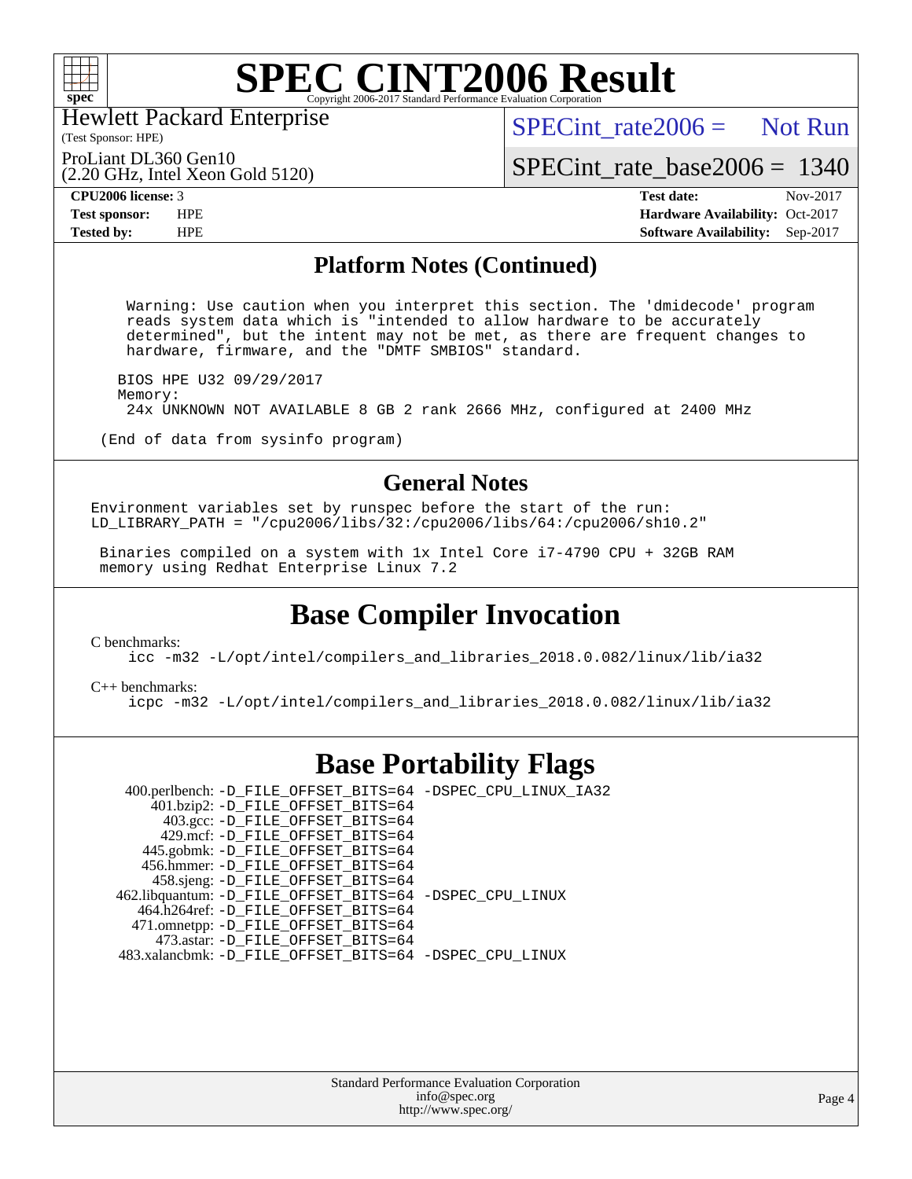## Platform Notes (Continued)

```
 Warning: Use caution when you interpret this section. The 'dmidecode' program
 reads system data which is "intended to allow hardware to be accurately
 determined", but the intent may not be met, as there are frequent changes to
 hardware, firmware, and the "DMTF SMBIOS" standard.

BIOS HPE U32 09/29/2017
Memory:
 24x UNKNOWN NOT AVAILABLE 8 GB 2 rank 2666 MHz, configured at 2400 MHz

(End of data from sysinfo program)
```

## General Notes

```
Environment variables set by runspec before the start of the run:
LD_LIBRARY_PATH = "/cpu2006/libs/32:/cpu2006/libs/64:/cpu2006/sh10.2"

 Binaries compiled on a system with 1x Intel Core i7-4790 CPU + 32GB RAM
 memory using Redhat Enterprise Linux 7.2
```

# Base Compiler Invocation

C benchmarks:

```
icc -m32 -L/opt/intel/compilers_and_libraries_2018.0.082/linux/lib/ia32
```

C++ benchmarks:

```
icpc -m32 -L/opt/intel/compilers_and_libraries_2018.0.082/linux/lib/ia32
```

# Base Portability Flags

| Benchmark | Flags |
|---|---|
| 400.perlbench: | -D_FILE_OFFSET_BITS=64 -DSPEC_CPU_LINUX_IA32 |
| 401.bzip2: | -D_FILE_OFFSET_BITS=64 |
| 403.gcc: | -D_FILE_OFFSET_BITS=64 |
| 429.mcf: | -D_FILE_OFFSET_BITS=64 |
| 445.gobmk: | -D_FILE_OFFSET_BITS=64 |
| 456.hmmer: | -D_FILE_OFFSET_BITS=64 |
| 458.sjeng: | -D_FILE_OFFSET_BITS=64 |
| 462.libquantum: | -D_FILE_OFFSET_BITS=64 -DSPEC_CPU_LINUX |
| 464.h264ref: | -D_FILE_OFFSET_BITS=64 |
| 471.omnetpp: | -D_FILE_OFFSET_BITS=64 |
| 473.astar: | -D_FILE_OFFSET_BITS=64 |
| 483.xalancbmk: | -D_FILE_OFFSET_BITS=64 -DSPEC_CPU_LINUX |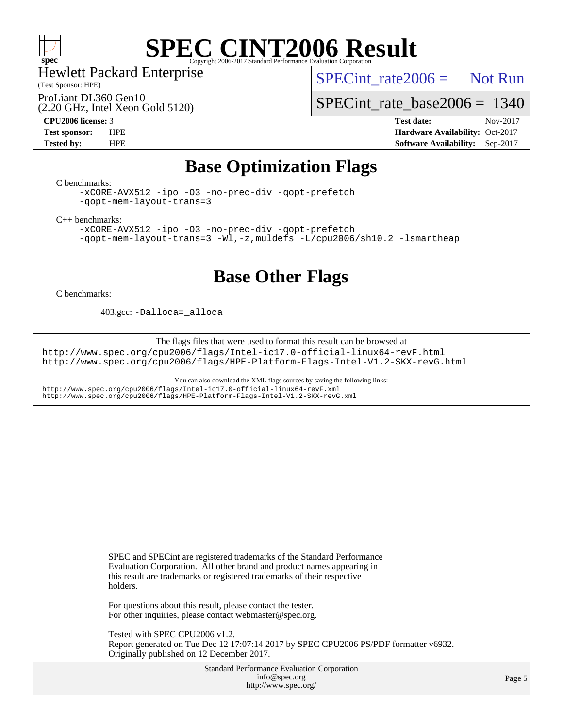# SPEC CINT2006 Result

Copyright 2006-2017 Standard Performance Evaluation Corporation

Hewlett Packard Enterprise
(Test Sponsor: HPE)

ProLiant DL360 Gen10
(2.20 GHz, Intel Xeon Gold 5120)

SPECint_rate2006 = Not Run

SPECint_rate_base2006 = 1340

**CPU2006 license:** 3
**Test sponsor:** HPE
**Tested by:** HPE

**Test date:** Nov-2017
**Hardware Availability:** Oct-2017
**Software Availability:** Sep-2017

## Base Optimization Flags

C benchmarks:

```
-xCORE-AVX512 -ipo -O3 -no-prec-div -qopt-prefetch
-qopt-mem-layout-trans=3
```

C++ benchmarks:

```
-xCORE-AVX512 -ipo -O3 -no-prec-div -qopt-prefetch
-qopt-mem-layout-trans=3 -Wl,-z,muldefs -L/cpu2006/sh10.2 -lsmartheap
```

## Base Other Flags

C benchmarks:

403.gcc: `-Dalloca=_alloca`

The flags files that were used to format this result can be browsed at
http://www.spec.org/cpu2006/flags/Intel-ic17.0-official-linux64-revF.html
http://www.spec.org/cpu2006/flags/HPE-Platform-Flags-Intel-V1.2-SKX-revG.html

You can also download the XML flags sources by saving the following links:
http://www.spec.org/cpu2006/flags/Intel-ic17.0-official-linux64-revF.xml
http://www.spec.org/cpu2006/flags/HPE-Platform-Flags-Intel-V1.2-SKX-revG.xml

SPEC and SPECint are registered trademarks of the Standard Performance Evaluation Corporation. All other brand and product names appearing in this result are trademarks or registered trademarks of their respective holders.

For questions about this result, please contact the tester.
For other inquiries, please contact webmaster@spec.org.

Tested with SPEC CPU2006 v1.2.
Report generated on Tue Dec 12 17:07:14 2017 by SPEC CPU2006 PS/PDF formatter v6932.
Originally published on 12 December 2017.

Standard Performance Evaluation Corporation
info@spec.org
http://www.spec.org/